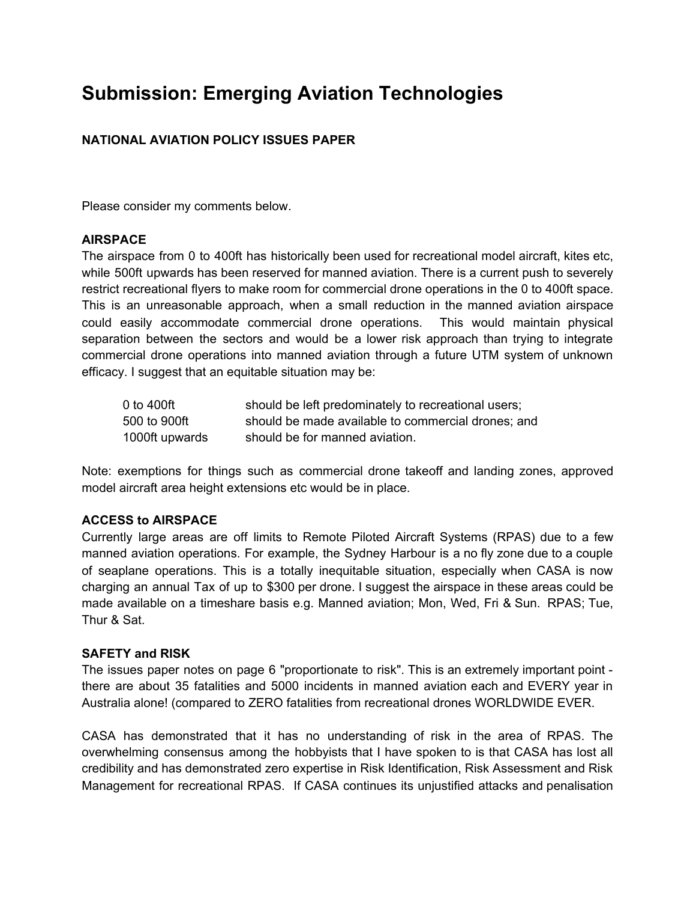# Submission: Emerging Aviation Technologies

**NATIONAL AVIATION POLICY ISSUES PAPER**

Please consider my comments below.

**AIRSPACE**

The airspace from 0 to 400ft has historically been used for recreational model aircraft, kites etc, while 500ft upwards has been reserved for manned aviation. There is a current push to severely restrict recreational flyers to make room for commercial drone operations in the 0 to 400ft space. This is an unreasonable approach, when a small reduction in the manned aviation airspace could easily accommodate commercial drone operations. This would maintain physical separation between the sectors and would be a lower risk approach than trying to integrate commercial drone operations into manned aviation through a future UTM system of unknown efficacy. I suggest that an equitable situation may be:

| | |
|---|---|
| 0 to 400ft | should be left predominately to recreational users; |
| 500 to 900ft | should be made available to commercial drones; and |
| 1000ft upwards | should be for manned aviation. |

Note: exemptions for things such as commercial drone takeoff and landing zones, approved model aircraft area height extensions etc would be in place.

**ACCESS to AIRSPACE**

Currently large areas are off limits to Remote Piloted Aircraft Systems (RPAS) due to a few manned aviation operations. For example, the Sydney Harbour is a no fly zone due to a couple of seaplane operations. This is a totally inequitable situation, especially when CASA is now charging an annual Tax of up to $300 per drone. I suggest the airspace in these areas could be made available on a timeshare basis e.g. Manned aviation; Mon, Wed, Fri & Sun. RPAS; Tue, Thur & Sat.

**SAFETY and RISK**

The issues paper notes on page 6 "proportionate to risk". This is an extremely important point - there are about 35 fatalities and 5000 incidents in manned aviation each and EVERY year in Australia alone! (compared to ZERO fatalities from recreational drones WORLDWIDE EVER.

CASA has demonstrated that it has no understanding of risk in the area of RPAS. The overwhelming consensus among the hobbyists that I have spoken to is that CASA has lost all credibility and has demonstrated zero expertise in Risk Identification, Risk Assessment and Risk Management for recreational RPAS. If CASA continues its unjustified attacks and penalisation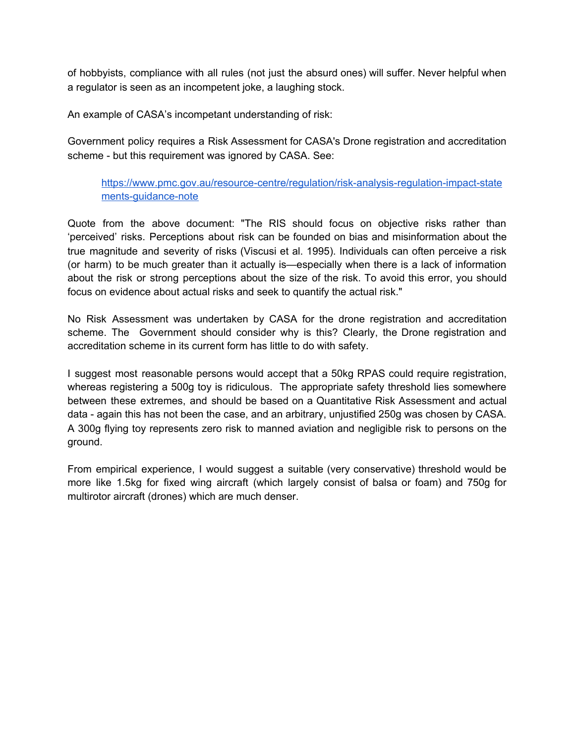of hobbyists, compliance with all rules (not just the absurd ones) will suffer. Never helpful when a regulator is seen as an incompetent joke, a laughing stock.

An example of CASA's incompetant understanding of risk:

Government policy requires a Risk Assessment for CASA's Drone registration and accreditation scheme - but this requirement was ignored by CASA. See:

> [https://www.pmc.gov.au/resource-centre/regulation/risk-analysis-regulation-impact-statements-guidance-note](https://www.pmc.gov.au/resource-centre/regulation/risk-analysis-regulation-impact-statements-guidance-note)

Quote from the above document: "The RIS should focus on objective risks rather than 'perceived' risks. Perceptions about risk can be founded on bias and misinformation about the true magnitude and severity of risks (Viscusi et al. 1995). Individuals can often perceive a risk (or harm) to be much greater than it actually is—especially when there is a lack of information about the risk or strong perceptions about the size of the risk. To avoid this error, you should focus on evidence about actual risks and seek to quantify the actual risk."

No Risk Assessment was undertaken by CASA for the drone registration and accreditation scheme. The Government should consider why is this? Clearly, the Drone registration and accreditation scheme in its current form has little to do with safety.

I suggest most reasonable persons would accept that a 50kg RPAS could require registration, whereas registering a 500g toy is ridiculous. The appropriate safety threshold lies somewhere between these extremes, and should be based on a Quantitative Risk Assessment and actual data - again this has not been the case, and an arbitrary, unjustified 250g was chosen by CASA. A 300g flying toy represents zero risk to manned aviation and negligible risk to persons on the ground.

From empirical experience, I would suggest a suitable (very conservative) threshold would be more like 1.5kg for fixed wing aircraft (which largely consist of balsa or foam) and 750g for multirotor aircraft (drones) which are much denser.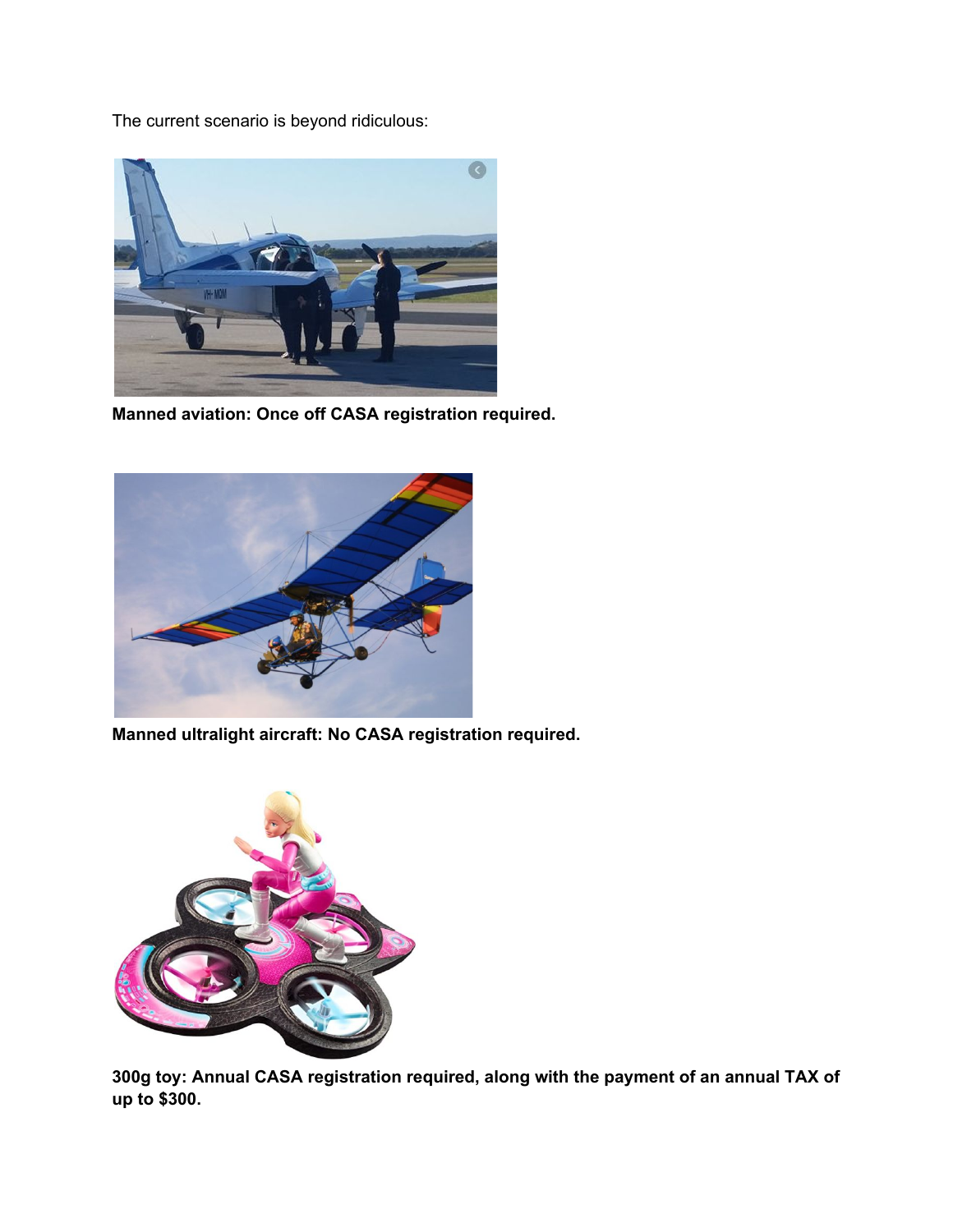The current scenario is beyond ridiculous:

**Manned aviation: Once off CASA registration required.**

**Manned ultralight aircraft: No CASA registration required.**

**300g toy: Annual CASA registration required, along with the payment of an annual TAX of up to $300.**